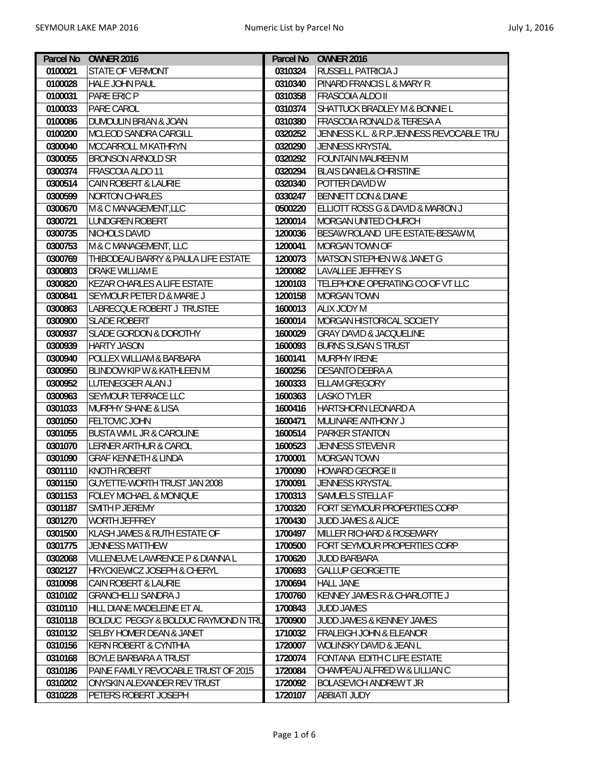| Parcel No | OWNER 2016 |
|---|---|
| 0100021 | STATE OF VERMONT |
| 0100028 | HALE JOHN PAUL |
| 0100031 | PARE ERIC P |
| 0100033 | PARE CAROL |
| 0100086 | DUMOULIN BRIAN & JOAN |
| 0100200 | MCLEOD SANDRA CARGILL |
| 0300040 | MCCARROLL M KATHRYN |
| 0300055 | BRONSON ARNOLD SR |
| 0300374 | FRASCOIA ALDO 11 |
| 0300514 | CAIN ROBERT & LAURIE |
| 0300599 | NORTON CHARLES |
| 0300670 | M & C MANAGEMENT,LLC |
| 0300721 | LUNDGREN ROBERT |
| 0300735 | NICHOLS DAVID |
| 0300753 | M & C MANAGEMENT, LLC |
| 0300769 | THIBODEAU BARRY & PAULA LIFE ESTATE |
| 0300803 | DRAKE WILLIAM E |
| 0300820 | KEZAR CHARLES A LIFE ESTATE |
| 0300841 | SEYMOUR PETER D & MARIE J |
| 0300863 | LABRECQUE ROBERT J TRUSTEE |
| 0300900 | SLADE ROBERT |
| 0300937 | SLADE GORDON & DOROTHY |
| 0300939 | HARTY JASON |
| 0300940 | POLLEX WILLIAM & BARBARA |
| 0300950 | BLINDOW KIP W & KATHLEEN M |
| 0300952 | LUTENEGGER ALAN J |
| 0300963 | SEYMOUR TERRACE LLC |
| 0301033 | MURPHY SHANE & LISA |
| 0301050 | FELTOVIC JOHN |
| 0301055 | BUSTA WM L JR & CAROLINE |
| 0301070 | LERNER ARTHUR & CAROL |
| 0301090 | GRAF KENNETH & LINDA |
| 0301110 | KNOTH ROBERT |
| 0301150 | GUYETTE-WORTH TRUST JAN 2008 |
| 0301153 | FOLEY MICHAEL & MONIQUE |
| 0301187 | SMITH P JEREMY |
| 0301270 | WORTH JEFFREY |
| 0301500 | KLASH JAMES & RUTH ESTATE OF |
| 0301775 | JENNESS MATTHEW |
| 0302068 | VILLENEUVE LAWRENCE P & DIANNA L |
| 0302127 | HRYCKIEWICZ JOSEPH & CHERYL |
| 0310098 | CAIN ROBERT & LAURIE |
| 0310102 | GRANCHELLI SANDRA J |
| 0310110 | HILL DIANE MADELEINE ET AL |
| 0310118 | BOLDUC PEGGY & BOLDUC RAYMOND N TRU |
| 0310132 | SELBY HOMER DEAN & JANET |
| 0310156 | KERN ROBERT & CYNTHIA |
| 0310168 | BOYLE BARBARA A TRUST |
| 0310186 | PAINE FAMILY REVOCABLE TRUST OF 2015 |
| 0310202 | ONYSKIN ALEXANDER REV TRUST |
| 0310228 | PETERS ROBERT JOSEPH |
| 0310324 | RUSSELL PATRICIA J |
| 0310340 | PINARD FRANCIS L & MARY R |
| 0310358 | FRASCOIA ALDO II |
| 0310374 | SHATTUCK BRADLEY M & BONNIE L |
| 0310380 | FRASCOIA RONALD & TERESA A |
| 0320252 | JENNESS K.L. & R.P.JENNESS REVOCABLE TRU |
| 0320290 | JENNESS KRYSTAL |
| 0320292 | FOUNTAIN MAUREEN M |
| 0320294 | BLAIS DANIEL& CHRISTINE |
| 0320340 | POTTER DAVID W |
| 0330247 | BENNETT DON & DIANE |
| 0500220 | ELLIOTT ROSS G & DAVID & MARION J |
| 1200014 | MORGAN UNITED CHURCH |
| 1200036 | BESAW ROLAND LIFE ESTATE-BESAW M, |
| 1200041 | MORGAN TOWN OF |
| 1200073 | MATSON STEPHEN W & JANET G |
| 1200082 | LAVALLEE JEFFREY S |
| 1200103 | TELEPHONE OPERATING CO OF VT LLC |
| 1200158 | MORGAN TOWN |
| 1600013 | ALIX JODY M |
| 1600014 | MORGAN HISTORICAL SOCIETY |
| 1600029 | GRAY DAVID & JACQUELINE |
| 1600093 | BURNS SUSAN S TRUST |
| 1600141 | MURPHY IRENE |
| 1600256 | DESANTO DEBRA A |
| 1600333 | ELLAM GREGORY |
| 1600363 | LASKO TYLER |
| 1600416 | HARTSHORN LEONARD A |
| 1600471 | MULINARE ANTHONY J |
| 1600514 | PARKER STANTON |
| 1600523 | JENNESS STEVEN R |
| 1700001 | MORGAN TOWN |
| 1700090 | HOWARD GEORGE II |
| 1700091 | JENNESS KRYSTAL |
| 1700313 | SAMUELS STELLA F |
| 1700320 | FORT SEYMOUR PROPERTIES CORP |
| 1700430 | JUDD JAMES & ALICE |
| 1700497 | MILLER RICHARD & ROSEMARY |
| 1700500 | FORT SEYMOUR PROPERTIES CORP |
| 1700620 | JUDD BARBARA |
| 1700693 | GALLUP GEORGETTE |
| 1700694 | HALL JANE |
| 1700760 | KENNEY JAMES R & CHARLOTTE J |
| 1700843 | JUDD JAMES |
| 1700900 | JUDD JAMES & KENNEY JAMES |
| 1710032 | FRALEIGH JOHN & ELEANOR |
| 1720007 | WOLINSKY DAVID & JEAN L |
| 1720074 | FONTANA EDITH C LIFE ESTATE |
| 1720084 | CHAMPEAU ALFRED W & LILLIAN C |
| 1720092 | BOLASEVICH ANDREW T JR |
| 1720107 | ABBIATI JUDY |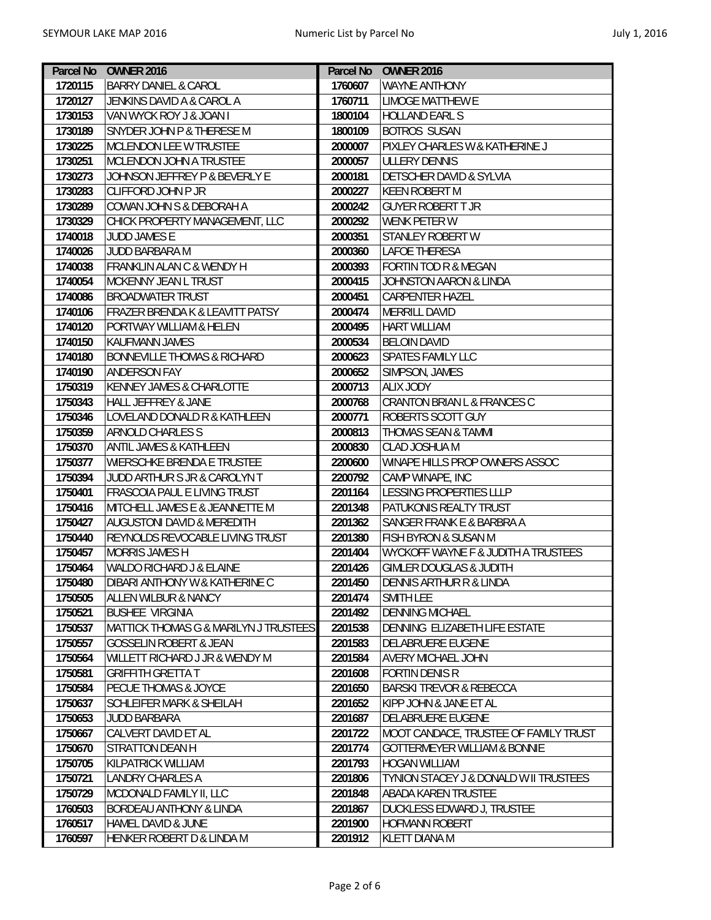| Parcel No | OWNER 2016 | Parcel No | OWNER 2016 |
|---|---|---|---|
| 1720115 | BARRY DANIEL & CAROL | 1760607 | WAYNE ANTHONY |
| 1720127 | JENKINS DAVID A & CAROL A | 1760711 | LIMOGE MATTHEW E |
| 1730153 | VAN WYCK ROY J & JOAN I | 1800104 | HOLLAND EARL S |
| 1730189 | SNYDER JOHN P & THERESE M | 1800109 | BOTROS SUSAN |
| 1730225 | MCLENDON LEE W TRUSTEE | 2000007 | PIXLEY CHARLES W & KATHERINE J |
| 1730251 | MCLENDON JOHN A TRUSTEE | 2000057 | ULLERY DENNIS |
| 1730273 | JOHNSON JEFFREY P & BEVERLY E | 2000181 | DETSCHER DAVID & SYLVIA |
| 1730283 | CLIFFORD JOHN P JR | 2000227 | KEEN ROBERT M |
| 1730289 | COWAN JOHN S & DEBORAH A | 2000242 | GUYER ROBERT T JR |
| 1730329 | CHICK PROPERTY MANAGEMENT, LLC | 2000292 | WENK PETER W |
| 1740018 | JUDD JAMES E | 2000351 | STANLEY ROBERT W |
| 1740026 | JUDD BARBARA M | 2000360 | LAFOE THERESA |
| 1740038 | FRANKLIN ALAN C & WENDY H | 2000393 | FORTIN TOD R & MEGAN |
| 1740054 | MCKENNY JEAN L TRUST | 2000415 | JOHNSTON AARON & LINDA |
| 1740086 | BROADWATER TRUST | 2000451 | CARPENTER HAZEL |
| 1740106 | FRAZER BRENDA K & LEAVITT PATSY | 2000474 | MERRILL DAVID |
| 1740120 | PORTWAY WILLIAM & HELEN | 2000495 | HART WILLIAM |
| 1740150 | KAUFMANN JAMES | 2000534 | BELOIN DAVID |
| 1740180 | BONNEVILLE THOMAS & RICHARD | 2000623 | SPATES FAMILY LLC |
| 1740190 | ANDERSON FAY | 2000652 | SIMPSON, JAMES |
| 1750319 | KENNEY JAMES & CHARLOTTE | 2000713 | ALIX JODY |
| 1750343 | HALL JEFFREY & JANE | 2000768 | CRANTON BRIAN L & FRANCES C |
| 1750346 | LOVELAND DONALD R & KATHLEEN | 2000771 | ROBERTS SCOTT GUY |
| 1750359 | ARNOLD CHARLES S | 2000813 | THOMAS SEAN & TAMMI |
| 1750370 | ANTIL JAMES & KATHLEEN | 2000830 | CLAD JOSHUA M |
| 1750377 | WIERSCHKE BRENDA E TRUSTEE | 2200600 | WINAPE HILLS PROP OWNERS ASSOC |
| 1750394 | JUDD ARTHUR S JR & CAROLYN T | 2200792 | CAMP WINAPE, INC |
| 1750401 | FRASCOIA PAUL E LIVING TRUST | 2201164 | LESSING PROPERTIES LLLP |
| 1750416 | MITCHELL JAMES E & JEANNETTE M | 2201348 | PATUKONIS REALTY TRUST |
| 1750427 | AUGUSTONI DAVID & MEREDITH | 2201362 | SANGER FRANK E & BARBRA A |
| 1750440 | REYNOLDS REVOCABLE LIVING TRUST | 2201380 | FISH BYRON & SUSAN M |
| 1750457 | MORRIS JAMES H | 2201404 | WYCKOFF WAYNE F & JUDITH A TRUSTEES |
| 1750464 | WALDO RICHARD J & ELAINE | 2201426 | GIMLER DOUGLAS & JUDITH |
| 1750480 | DIBARI ANTHONY W & KATHERINE C | 2201450 | DENNIS ARTHUR R & LINDA |
| 1750505 | ALLEN WILBUR & NANCY | 2201474 | SMITH LEE |
| 1750521 | BUSHEE VIRGINIA | 2201492 | DENNING MICHAEL |
| 1750537 | MATTICK THOMAS G & MARILYN J TRUSTEES | 2201538 | DENNING ELIZABETH LIFE ESTATE |
| 1750557 | GOSSELIN ROBERT & JEAN | 2201583 | DELABRUERE EUGENE |
| 1750564 | WILLETT RICHARD J JR & WENDY M | 2201584 | AVERY MICHAEL JOHN |
| 1750581 | GRIFFITH GRETTA T | 2201608 | FORTIN DENIS R |
| 1750584 | PECUE THOMAS & JOYCE | 2201650 | BARSKI TREVOR & REBECCA |
| 1750637 | SCHLEIFER MARK & SHEILAH | 2201652 | KIPP JOHN & JANE ET AL |
| 1750653 | JUDD BARBARA | 2201687 | DELABRUERE EUGENE |
| 1750667 | CALVERT DAVID ET AL | 2201722 | MOOT CANDACE, TRUSTEE OF FAMILY TRUST |
| 1750670 | STRATTON DEAN H | 2201774 | GOTTERMEYER WILLIAM & BONNIE |
| 1750705 | KILPATRICK WILLIAM | 2201793 | HOGAN WILLIAM |
| 1750721 | LANDRY CHARLES A | 2201806 | TYNION STACEY J & DONALD W II TRUSTEES |
| 1750729 | MCDONALD FAMILY II, LLC | 2201848 | ABADA KAREN TRUSTEE |
| 1760503 | BORDEAU ANTHONY & LINDA | 2201867 | DUCKLESS EDWARD J, TRUSTEE |
| 1760517 | HAMEL DAVID & JUNE | 2201900 | HOFMANN ROBERT |
| 1760597 | HENKER ROBERT D & LINDA M | 2201912 | KLETT DIANA M |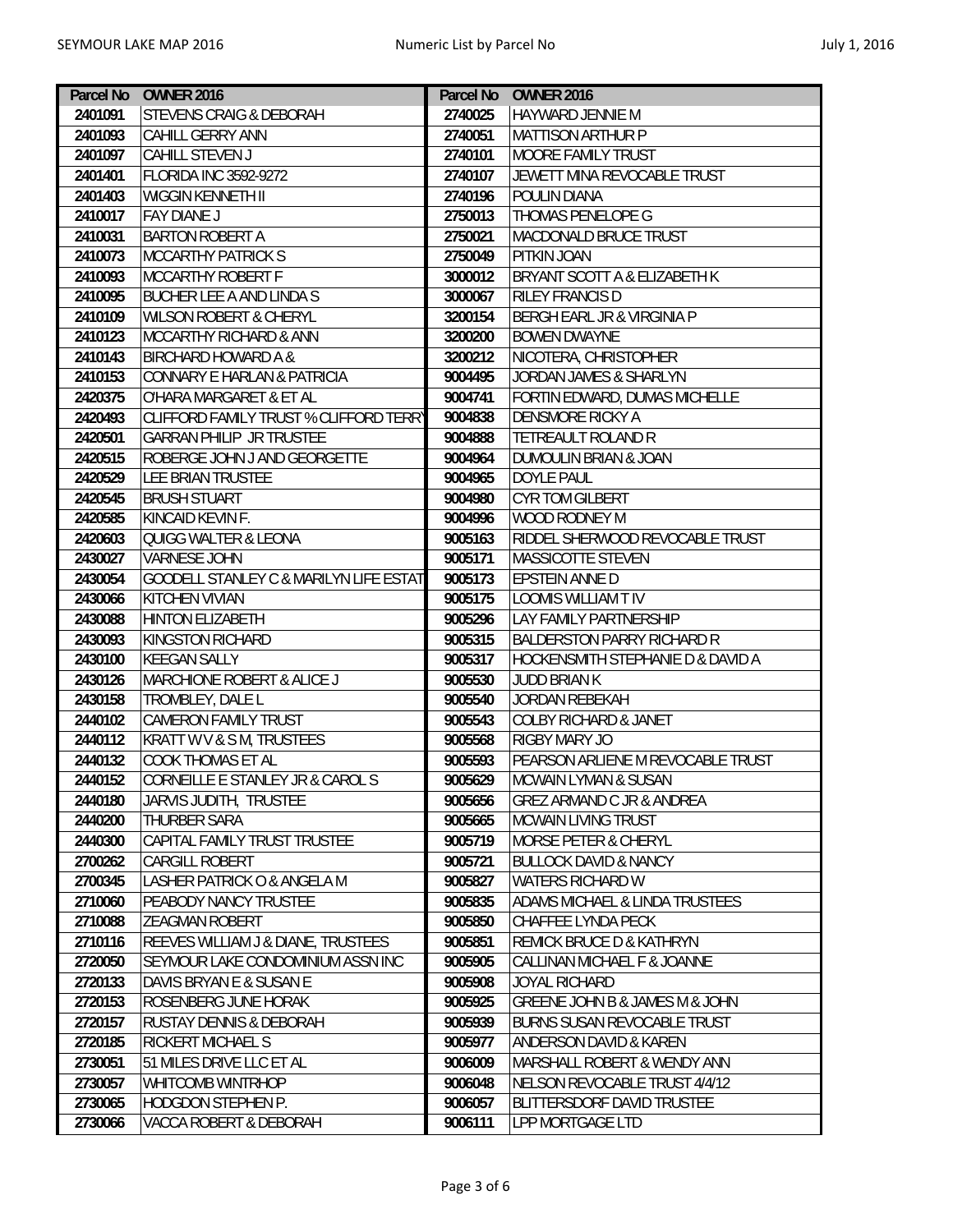| Parcel No | OWNER 2016 | Parcel No | OWNER 2016 |
|---|---|---|---|
| 2401091 | STEVENS CRAIG & DEBORAH | 2740025 | HAYWARD JENNIE M |
| 2401093 | CAHILL GERRY ANN | 2740051 | MATTISON ARTHUR P |
| 2401097 | CAHILL STEVEN J | 2740101 | MOORE FAMILY TRUST |
| 2401401 | FLORIDA INC 3592-9272 | 2740107 | JEWETT MINA REVOCABLE TRUST |
| 2401403 | WIGGIN KENNETH II | 2740196 | POULIN DIANA |
| 2410017 | FAY DIANE J | 2750013 | THOMAS PENELOPE G |
| 2410031 | BARTON ROBERT A | 2750021 | MACDONALD BRUCE TRUST |
| 2410073 | MCCARTHY PATRICK S | 2750049 | PITKIN JOAN |
| 2410093 | MCCARTHY ROBERT F | 3000012 | BRYANT SCOTT A & ELIZABETH K |
| 2410095 | BUCHER LEE A AND LINDA S | 3000067 | RILEY FRANCIS D |
| 2410109 | WILSON ROBERT & CHERYL | 3200154 | BERGH EARL JR & VIRGINIA P |
| 2410123 | MCCARTHY RICHARD & ANN | 3200200 | BOWEN DWAYNE |
| 2410143 | BIRCHARD HOWARD A & | 3200212 | NICOTERA, CHRISTOPHER |
| 2410153 | CONNARY E HARLAN & PATRICIA | 9004495 | JORDAN JAMES & SHARLYN |
| 2420375 | O'HARA MARGARET & ET AL | 9004741 | FORTIN EDWARD, DUMAS MICHELLE |
| 2420493 | CLIFFORD FAMILY TRUST % CLIFFORD TERRY | 9004838 | DENSMORE RICKY A |
| 2420501 | GARRAN PHILIP JR TRUSTEE | 9004888 | TETREAULT ROLAND R |
| 2420515 | ROBERGE JOHN J AND GEORGETTE | 9004964 | DUMOULIN BRIAN & JOAN |
| 2420529 | LEE BRIAN TRUSTEE | 9004965 | DOYLE PAUL |
| 2420545 | BRUSH STUART | 9004980 | CYR TOM GILBERT |
| 2420585 | KINCAID KEVIN F. | 9004996 | WOOD RODNEY M |
| 2420603 | QUIGG WALTER & LEONA | 9005163 | RIDDEL SHERWOOD REVOCABLE TRUST |
| 2430027 | VARNESE JOHN | 9005171 | MASSICOTTE STEVEN |
| 2430054 | GOODELL STANLEY C & MARILYN LIFE ESTAT | 9005173 | EPSTEIN ANNE D |
| 2430066 | KITCHEN VIVIAN | 9005175 | LOOMIS WILLIAM T IV |
| 2430088 | HINTON ELIZABETH | 9005296 | LAY FAMILY PARTNERSHIP |
| 2430093 | KINGSTON RICHARD | 9005315 | BALDERSTON PARRY RICHARD R |
| 2430100 | KEEGAN SALLY | 9005317 | HOCKENSMITH STEPHANIE D & DAVID A |
| 2430126 | MARCHIONE ROBERT & ALICE J | 9005530 | JUDD BRIAN K |
| 2430158 | TROMBLEY, DALE L | 9005540 | JORDAN REBEKAH |
| 2440102 | CAMERON FAMILY TRUST | 9005543 | COLBY RICHARD & JANET |
| 2440112 | KRATT W V & S M, TRUSTEES | 9005568 | RIGBY MARY JO |
| 2440132 | COOK THOMAS ET AL | 9005593 | PEARSON ARLIENE M REVOCABLE TRUST |
| 2440152 | CORNEILLE E STANLEY JR & CAROL S | 9005629 | MCWAIN LYMAN & SUSAN |
| 2440180 | JARVIS JUDITH, TRUSTEE | 9005656 | GREZ ARMAND C JR & ANDREA |
| 2440200 | THURBER SARA | 9005665 | MCWAIN LIVING TRUST |
| 2440300 | CAPITAL FAMILY TRUST TRUSTEE | 9005719 | MORSE PETER & CHERYL |
| 2700262 | CARGILL ROBERT | 9005721 | BULLOCK DAVID & NANCY |
| 2700345 | LASHER PATRICK O & ANGELA M | 9005827 | WATERS RICHARD W |
| 2710060 | PEABODY NANCY TRUSTEE | 9005835 | ADAMS MICHAEL & LINDA TRUSTEES |
| 2710088 | ZEAGMAN ROBERT | 9005850 | CHAFFEE LYNDA PECK |
| 2710116 | REEVES WILLIAM J & DIANE, TRUSTEES | 9005851 | REMICK BRUCE D & KATHRYN |
| 2720050 | SEYMOUR LAKE CONDOMINIUM ASSN INC | 9005905 | CALLINAN MICHAEL F & JOANNE |
| 2720133 | DAVIS BRYAN E & SUSAN E | 9005908 | JOYAL RICHARD |
| 2720153 | ROSENBERG JUNE HORAK | 9005925 | GREENE JOHN B & JAMES M & JOHN |
| 2720157 | RUSTAY DENNIS & DEBORAH | 9005939 | BURNS SUSAN REVOCABLE TRUST |
| 2720185 | RICKERT MICHAEL S | 9005977 | ANDERSON DAVID & KAREN |
| 2730051 | 51 MILES DRIVE LLC ET AL | 9006009 | MARSHALL ROBERT & WENDY ANN |
| 2730057 | WHITCOMB WINTRHOP | 9006048 | NELSON REVOCABLE TRUST 4/4/12 |
| 2730065 | HODGDON STEPHEN P. | 9006057 | BLITTERSDORF DAVID TRUSTEE |
| 2730066 | VACCA ROBERT & DEBORAH | 9006111 | LPP MORTGAGE LTD |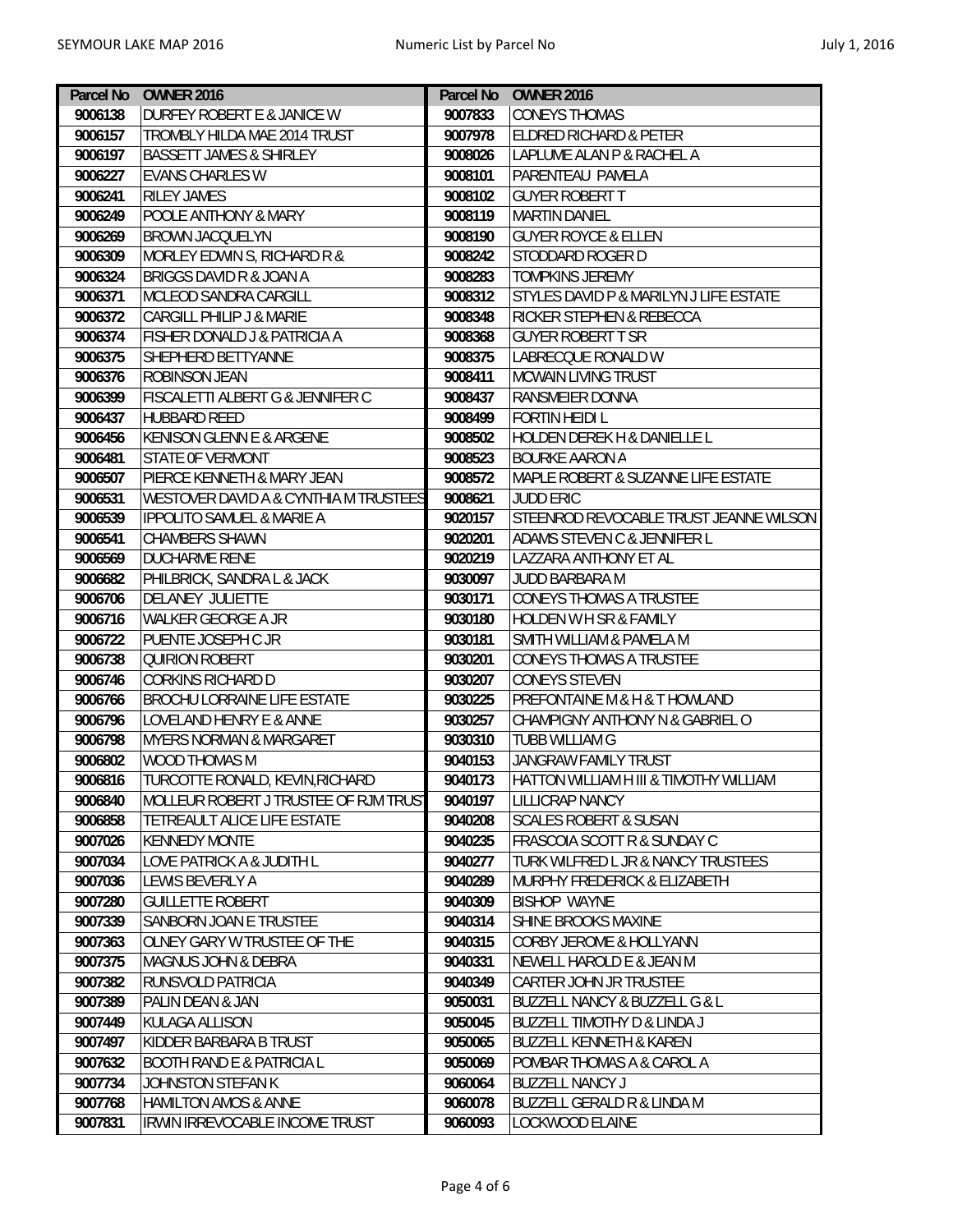| Parcel No | OWNER 2016 | Parcel No | OWNER 2016 |
|---|---|---|---|
| 9006138 | DURFEY ROBERT E & JANICE W | 9007833 | CONEYS THOMAS |
| 9006157 | TROMBLY HILDA MAE 2014 TRUST | 9007978 | ELDRED RICHARD & PETER |
| 9006197 | BASSETT JAMES & SHIRLEY | 9008026 | LAPLUME ALAN P & RACHEL A |
| 9006227 | EVANS CHARLES W | 9008101 | PARENTEAU PAMELA |
| 9006241 | RILEY JAMES | 9008102 | GUYER ROBERT T |
| 9006249 | POOLE ANTHONY & MARY | 9008119 | MARTIN DANIEL |
| 9006269 | BROWN JACQUELYN | 9008190 | GUYER ROYCE & ELLEN |
| 9006309 | MORLEY EDWIN S, RICHARD R & | 9008242 | STODDARD ROGER D |
| 9006324 | BRIGGS DAVID R & JOAN A | 9008283 | TOMPKINS JEREMY |
| 9006371 | MCLEOD SANDRA CARGILL | 9008312 | STYLES DAVID P & MARILYN J LIFE ESTATE |
| 9006372 | CARGILL PHILIP J & MARIE | 9008348 | RICKER STEPHEN & REBECCA |
| 9006374 | FISHER DONALD J & PATRICIA A | 9008368 | GUYER ROBERT T SR |
| 9006375 | SHEPHERD BETTYANNE | 9008375 | LABRECQUE RONALD W |
| 9006376 | ROBINSON JEAN | 9008411 | MCWAIN LIVING TRUST |
| 9006399 | FISCALETTI ALBERT G & JENNIFER C | 9008437 | RANSMEIER DONNA |
| 9006437 | HUBBARD REED | 9008499 | FORTIN HEIDI L |
| 9006456 | KENISON GLENN E & ARGENE | 9008502 | HOLDEN DEREK H & DANIELLE L |
| 9006481 | STATE 0F VERMONT | 9008523 | BOURKE AARON A |
| 9006507 | PIERCE KENNETH & MARY JEAN | 9008572 | MAPLE ROBERT & SUZANNE LIFE ESTATE |
| 9006531 | WESTOVER DAVID A & CYNTHIA M TRUSTEES | 9008621 | JUDD ERIC |
| 9006539 | IPPOLITO SAMUEL & MARIE A | 9020157 | STEENROD REVOCABLE TRUST JEANNE WILSON |
| 9006541 | CHAMBERS SHAWN | 9020201 | ADAMS STEVEN C & JENNIFER L |
| 9006569 | DUCHARME RENE | 9020219 | LAZZARA ANTHONY ET AL |
| 9006682 | PHILBRICK, SANDRA L & JACK | 9030097 | JUDD BARBARA M |
| 9006706 | DELANEY JULIETTE | 9030171 | CONEYS THOMAS A TRUSTEE |
| 9006716 | WALKER GEORGE A JR | 9030180 | HOLDEN W H SR & FAMILY |
| 9006722 | PUENTE JOSEPH C JR | 9030181 | SMITH WILLIAM & PAMELA M |
| 9006738 | QUIRION ROBERT | 9030201 | CONEYS THOMAS A TRUSTEE |
| 9006746 | CORKINS RICHARD D | 9030207 | CONEYS STEVEN |
| 9006766 | BROCHU LORRAINE LIFE ESTATE | 9030225 | PREFONTAINE M & H & T HOWLAND |
| 9006796 | LOVELAND HENRY E & ANNE | 9030257 | CHAMPIGNY ANTHONY N & GABRIEL O |
| 9006798 | MYERS NORMAN & MARGARET | 9030310 | TUBB WILLIAM G |
| 9006802 | WOOD THOMAS M | 9040153 | JANGRAW FAMILY TRUST |
| 9006816 | TURCOTTE RONALD, KEVIN,RICHARD | 9040173 | HATTON WILLIAM H III & TIMOTHY WILLIAM |
| 9006840 | MOLLEUR ROBERT J TRUSTEE OF RJM TRUST | 9040197 | LILLICRAP NANCY |
| 9006858 | TETREAULT ALICE LIFE ESTATE | 9040208 | SCALES ROBERT & SUSAN |
| 9007026 | KENNEDY MONTE | 9040235 | FRASCOIA SCOTT R & SUNDAY C |
| 9007034 | LOVE PATRICK A & JUDITH L | 9040277 | TURK WILFRED L JR & NANCY TRUSTEES |
| 9007036 | LEWIS BEVERLY A | 9040289 | MURPHY FREDERICK & ELIZABETH |
| 9007280 | GUILLETTE ROBERT | 9040309 | BISHOP WAYNE |
| 9007339 | SANBORN JOAN E TRUSTEE | 9040314 | SHINE BROOKS MAXINE |
| 9007363 | OLNEY GARY W TRUSTEE OF THE | 9040315 | CORBY JEROME & HOLLYANN |
| 9007375 | MAGNUS JOHN & DEBRA | 9040331 | NEWELL HAROLD E & JEAN M |
| 9007382 | RUNSVOLD PATRICIA | 9040349 | CARTER JOHN JR TRUSTEE |
| 9007389 | PALIN DEAN & JAN | 9050031 | BUZZELL NANCY & BUZZELL G & L |
| 9007449 | KULAGA ALLISON | 9050045 | BUZZELL TIMOTHY D & LINDA J |
| 9007497 | KIDDER BARBARA B TRUST | 9050065 | BUZZELL KENNETH & KAREN |
| 9007632 | BOOTH RAND E & PATRICIA L | 9050069 | POMBAR THOMAS A & CAROL A |
| 9007734 | JOHNSTON STEFAN K | 9060064 | BUZZELL NANCY J |
| 9007768 | HAMILTON AMOS & ANNE | 9060078 | BUZZELL GERALD R & LINDA M |
| 9007831 | IRWIN IRREVOCABLE INCOME TRUST | 9060093 | LOCKWOOD ELAINE |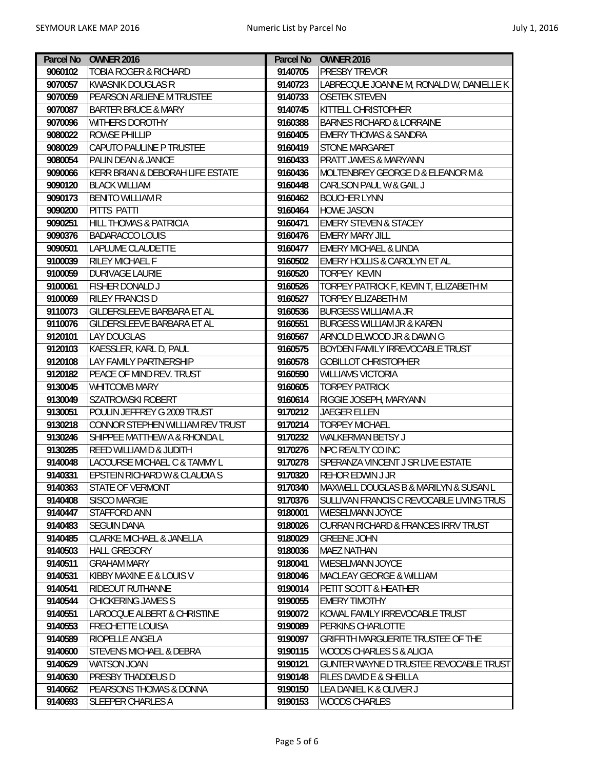| Parcel No | OWNER 2016 |
|---|---|
| 9060102 | TOBIA ROGER & RICHARD |
| 9070057 | KWASNIK DOUGLAS R |
| 9070059 | PEARSON ARLIENE M TRUSTEE |
| 9070087 | BARTER BRUCE & MARY |
| 9070096 | WITHERS DOROTHY |
| 9080022 | ROWSE PHILLIP |
| 9080029 | CAPUTO PAULINE P TRUSTEE |
| 9080054 | PALIN DEAN & JANICE |
| 9090066 | KERR BRIAN & DEBORAH LIFE ESTATE |
| 9090120 | BLACK WILLIAM |
| 9090173 | BENITO WILLIAM R |
| 9090200 | PITTS PATTI |
| 9090251 | HILL THOMAS & PATRICIA |
| 9090376 | BADARACCO LOUIS |
| 9090501 | LAPLUME CLAUDETTE |
| 9100039 | RILEY MICHAEL F |
| 9100059 | DURIVAGE LAURIE |
| 9100061 | FISHER DONALD J |
| 9100069 | RILEY FRANCIS D |
| 9110073 | GILDERSLEEVE BARBARA ET AL |
| 9110076 | GILDERSLEEVE BARBARA ET AL |
| 9120101 | LAY DOUGLAS |
| 9120103 | KAESSLER, KARL D, PAUL |
| 9120108 | LAY FAMILY PARTNERSHIP |
| 9120182 | PEACE OF MIND REV. TRUST |
| 9130045 | WHITCOMB MARY |
| 9130049 | SZATROWSKI ROBERT |
| 9130051 | POULIN JEFFREY G 2009 TRUST |
| 9130218 | CONNOR STEPHEN WILLIAM REV TRUST |
| 9130246 | SHIPPEE MATTHEW A & RHONDA L |
| 9130285 | REED WILLIAM D & JUDITH |
| 9140048 | LACOURSE MICHAEL C & TAMMY L |
| 9140331 | EPSTEIN RICHARD W & CLAUDIA S |
| 9140363 | STATE OF VERMONT |
| 9140408 | SISCO MARGIE |
| 9140447 | STAFFORD ANN |
| 9140483 | SEGUIN DANA |
| 9140485 | CLARKE MICHAEL & JANELLA |
| 9140503 | HALL GREGORY |
| 9140511 | GRAHAM MARY |
| 9140531 | KIBBY MAXINE E & LOUIS V |
| 9140541 | RIDEOUT RUTHANNE |
| 9140544 | CHICKERING JAMES S |
| 9140551 | LAROCQUE ALBERT & CHRISTINE |
| 9140553 | FRECHETTE LOUISA |
| 9140589 | RIOPELLE ANGELA |
| 9140600 | STEVENS MICHAEL & DEBRA |
| 9140629 | WATSON JOAN |
| 9140630 | PRESBY THADDEUS D |
| 9140662 | PEARSONS THOMAS & DONNA |
| 9140693 | SLEEPER CHARLES A |
| 9140705 | PRESBY TREVOR |
| 9140723 | LABRECQUE JOANNE M, RONALD W, DANIELLE K |
| 9140733 | OSETEK STEVEN |
| 9140745 | KITTELL CHRISTOPHER |
| 9160388 | BARNES RICHARD & LORRAINE |
| 9160405 | EMERY THOMAS & SANDRA |
| 9160419 | STONE MARGARET |
| 9160433 | PRATT JAMES & MARYANN |
| 9160436 | MOLTENBREY GEORGE D & ELEANOR M & |
| 9160448 | CARLSON PAUL W & GAIL J |
| 9160462 | BOUCHER LYNN |
| 9160464 | HOWE JASON |
| 9160471 | EMERY STEVEN & STACEY |
| 9160476 | EMERY MARY JILL |
| 9160477 | EMERY MICHAEL & LINDA |
| 9160502 | EMERY HOLLIS & CAROLYN ET AL |
| 9160520 | TORPEY KEVIN |
| 9160526 | TORPEY PATRICK F, KEVIN T, ELIZABETH M |
| 9160527 | TORPEY ELIZABETH M |
| 9160536 | BURGESS WILLIAM A JR |
| 9160551 | BURGESS WILLIAM JR & KAREN |
| 9160567 | ARNOLD ELWOOD JR & DAWN G |
| 9160575 | BOYDEN FAMILY IRREVOCABLE TRUST |
| 9160578 | GOBILLOT CHRISTOPHER |
| 9160590 | WILLIAMS VICTORIA |
| 9160605 | TORPEY PATRICK |
| 9160614 | RIGGIE JOSEPH, MARYANN |
| 9170212 | JAEGER ELLEN |
| 9170214 | TORPEY MICHAEL |
| 9170232 | WALKERMAN BETSY J |
| 9170276 | NPC REALTY CO INC |
| 9170278 | SPERANZA VINCENT J SR LIVE ESTATE |
| 9170320 | REHOR EDWIN J JR |
| 9170340 | MAXWELL DOUGLAS B & MARILYN & SUSAN L |
| 9170376 | SULLIVAN FRANCIS C REVOCABLE LIVING TRUS |
| 9180001 | WIESELMANN JOYCE |
| 9180026 | CURRAN RICHARD & FRANCES IRRV TRUST |
| 9180029 | GREENE JOHN |
| 9180036 | MAEZ NATHAN |
| 9180041 | WIESELMANN JOYCE |
| 9180046 | MACLEAY GEORGE & WILLIAM |
| 9190014 | PETIT SCOTT & HEATHER |
| 9190055 | EMERY TIMOTHY |
| 9190072 | KOWAL FAMILY IRREVOCABLE TRUST |
| 9190089 | PERKINS CHARLOTTE |
| 9190097 | GRIFFITH MARGUERITE TRUSTEE OF THE |
| 9190115 | WOODS CHARLES S & ALICIA |
| 9190121 | GUNTER WAYNE D TRUSTEE REVOCABLE TRUST |
| 9190148 | FILES DAVID E & SHEILLA |
| 9190150 | LEA DANIEL K & OLIVER J |
| 9190153 | WOODS CHARLES |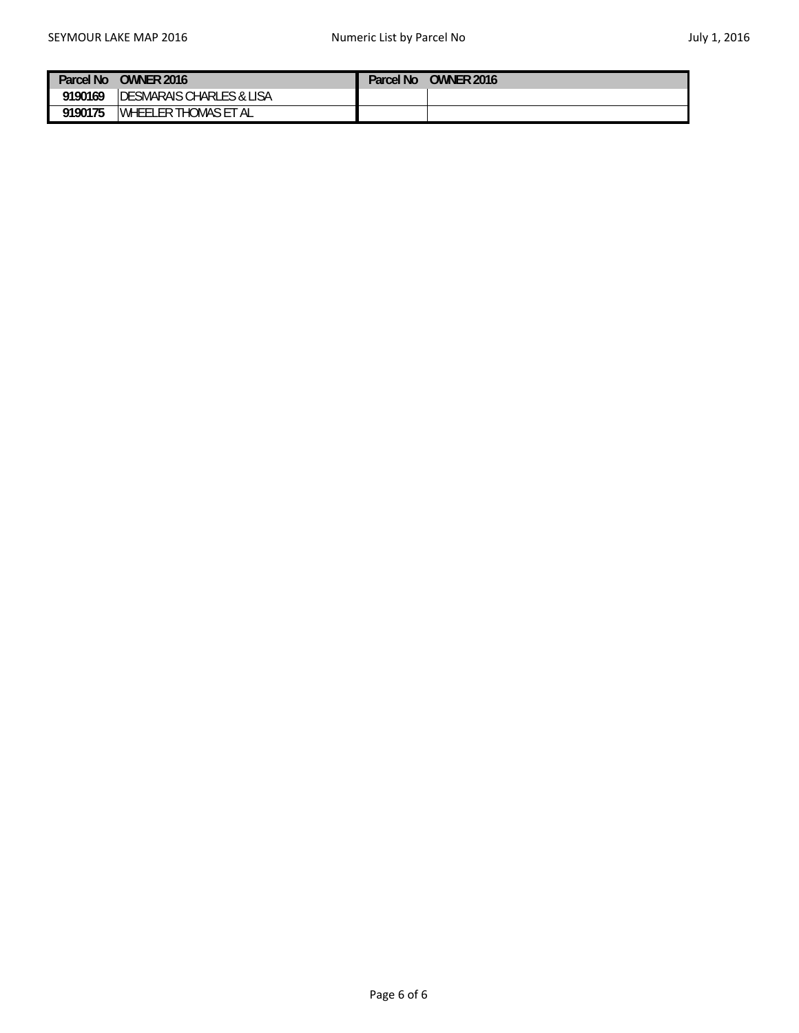| Parcel No | OWNER 2016 | Parcel No | OWNER 2016 |
|---|---|---|---|
| 9190169 | DESMARAIS CHARLES & LISA | | |
| 9190175 | WHEELER THOMAS ET AL | | |